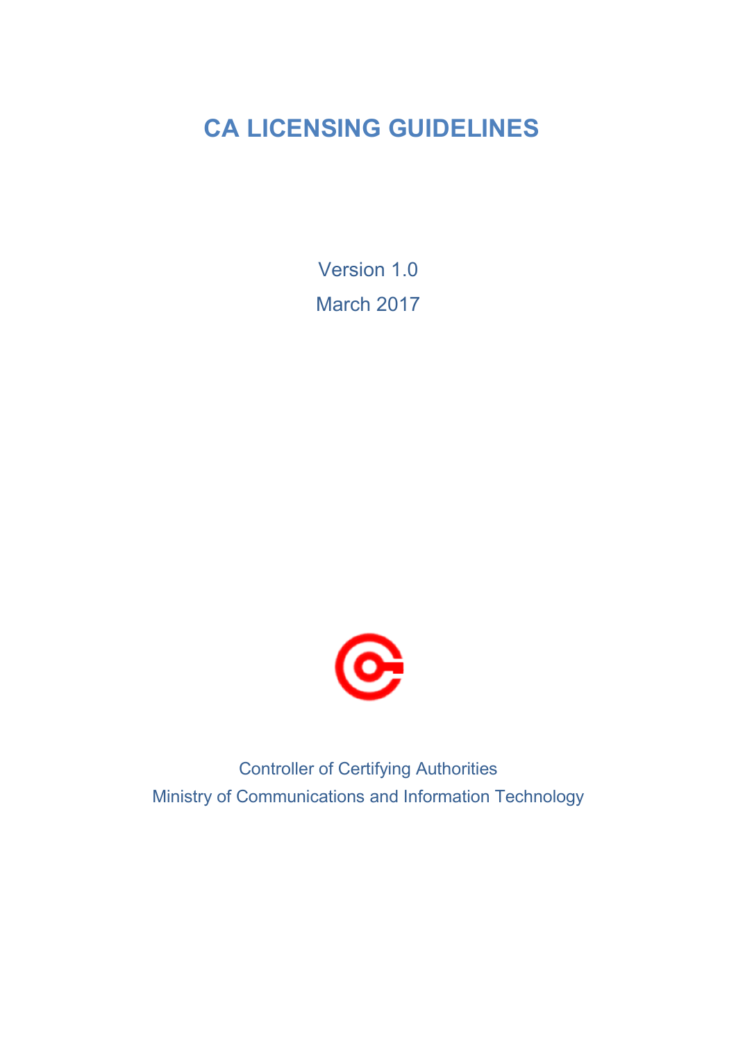# CA LICENSING GUIDELINES

Version 1.0

March 2017

Controller of Certifying Authorities

Ministry of Communications and Information Technology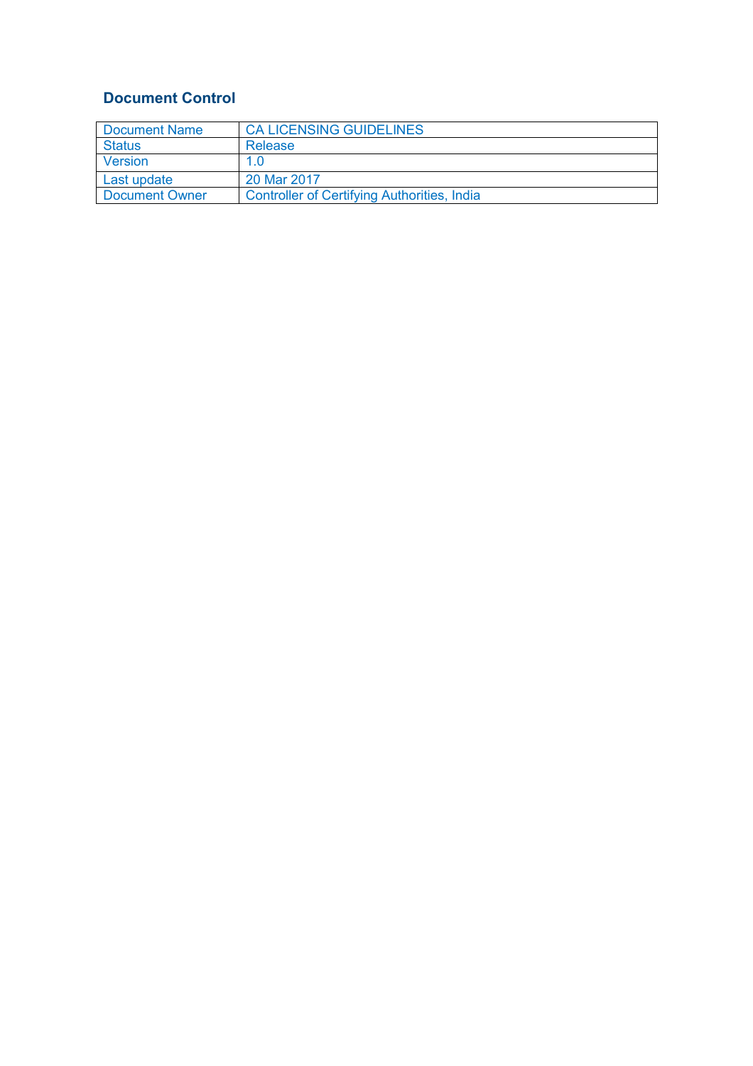## Document Control

| Document Name | CA LICENSING GUIDELINES |
|---|---|
| Status | Release |
| Version | 1.0 |
| Last update | 20 Mar 2017 |
| Document Owner | Controller of Certifying Authorities, India |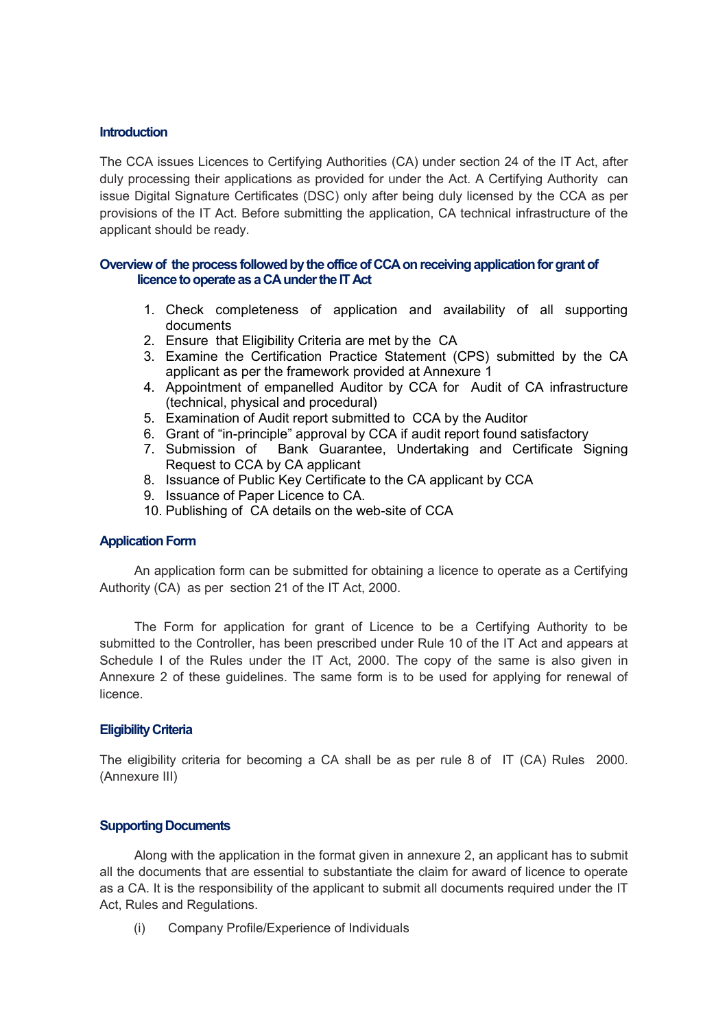### Introduction

The CCA issues Licences to Certifying Authorities (CA) under section 24 of the IT Act, after duly processing their applications as provided for under the Act. A Certifying Authority can issue Digital Signature Certificates (DSC) only after being duly licensed by the CCA as per provisions of the IT Act. Before submitting the application, CA technical infrastructure of the applicant should be ready.

### Overview of the process followed by the office of CCA on receiving application for grant of licence to operate as a CA under the IT Act

1. Check completeness of application and availability of all supporting documents
2. Ensure that Eligibility Criteria are met by the CA
3. Examine the Certification Practice Statement (CPS) submitted by the CA applicant as per the framework provided at Annexure 1
4. Appointment of empanelled Auditor by CCA for Audit of CA infrastructure (technical, physical and procedural)
5. Examination of Audit report submitted to CCA by the Auditor
6. Grant of "in-principle" approval by CCA if audit report found satisfactory
7. Submission of Bank Guarantee, Undertaking and Certificate Signing Request to CCA by CA applicant
8. Issuance of Public Key Certificate to the CA applicant by CCA
9. Issuance of Paper Licence to CA.
10. Publishing of CA details on the web-site of CCA

### Application Form

An application form can be submitted for obtaining a licence to operate as a Certifying Authority (CA) as per section 21 of the IT Act, 2000.

The Form for application for grant of Licence to be a Certifying Authority to be submitted to the Controller, has been prescribed under Rule 10 of the IT Act and appears at Schedule I of the Rules under the IT Act, 2000. The copy of the same is also given in Annexure 2 of these guidelines. The same form is to be used for applying for renewal of licence.

### Eligibility Criteria

The eligibility criteria for becoming a CA shall be as per rule 8 of IT (CA) Rules 2000. (Annexure III)

### Supporting Documents

Along with the application in the format given in annexure 2, an applicant has to submit all the documents that are essential to substantiate the claim for award of licence to operate as a CA. It is the responsibility of the applicant to submit all documents required under the IT Act, Rules and Regulations.

(i) Company Profile/Experience of Individuals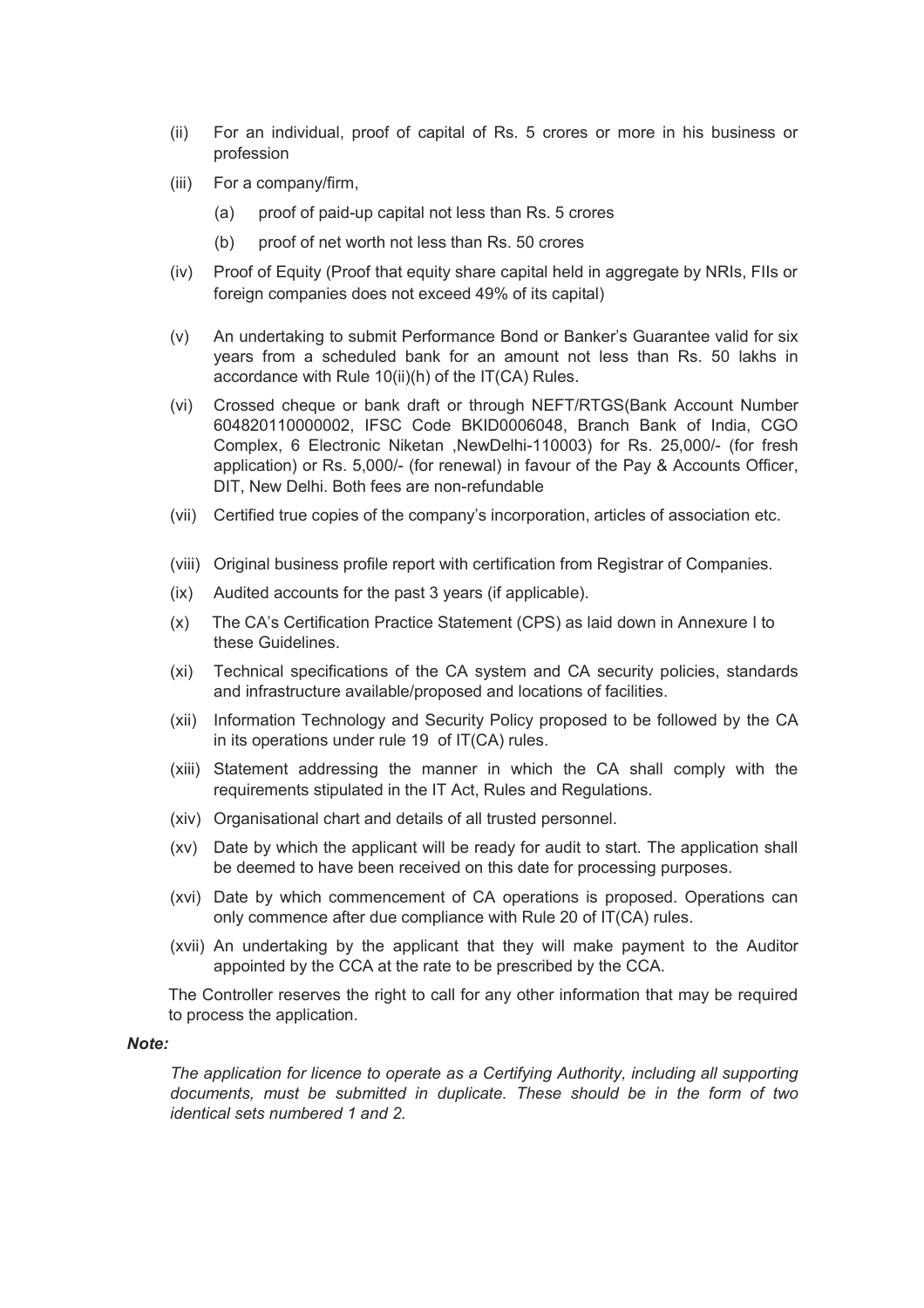(ii) For an individual, proof of capital of Rs. 5 crores or more in his business or profession

(iii) For a company/firm,

   (a) proof of paid-up capital not less than Rs. 5 crores

   (b) proof of net worth not less than Rs. 50 crores

(iv) Proof of Equity (Proof that equity share capital held in aggregate by NRIs, FIIs or foreign companies does not exceed 49% of its capital)

(v) An undertaking to submit Performance Bond or Banker's Guarantee valid for six years from a scheduled bank for an amount not less than Rs. 50 lakhs in accordance with Rule 10(ii)(h) of the IT(CA) Rules.

(vi) Crossed cheque or bank draft or through NEFT/RTGS(Bank Account Number 604820110000002, IFSC Code BKID0006048, Branch Bank of India, CGO Complex, 6 Electronic Niketan ,NewDelhi-110003) for Rs. 25,000/- (for fresh application) or Rs. 5,000/- (for renewal) in favour of the Pay & Accounts Officer, DIT, New Delhi. Both fees are non-refundable

(vii) Certified true copies of the company's incorporation, articles of association etc.

(viii) Original business profile report with certification from Registrar of Companies.

(ix) Audited accounts for the past 3 years (if applicable).

(x) The CA's Certification Practice Statement (CPS) as laid down in Annexure I to these Guidelines.

(xi) Technical specifications of the CA system and CA security policies, standards and infrastructure available/proposed and locations of facilities.

(xii) Information Technology and Security Policy proposed to be followed by the CA in its operations under rule 19 of IT(CA) rules.

(xiii) Statement addressing the manner in which the CA shall comply with the requirements stipulated in the IT Act, Rules and Regulations.

(xiv) Organisational chart and details of all trusted personnel.

(xv) Date by which the applicant will be ready for audit to start. The application shall be deemed to have been received on this date for processing purposes.

(xvi) Date by which commencement of CA operations is proposed. Operations can only commence after due compliance with Rule 20 of IT(CA) rules.

(xvii) An undertaking by the applicant that they will make payment to the Auditor appointed by the CCA at the rate to be prescribed by the CCA.

The Controller reserves the right to call for any other information that may be required to process the application.

***Note:***

*The application for licence to operate as a Certifying Authority, including all supporting documents, must be submitted in duplicate. These should be in the form of two identical sets numbered 1 and 2.*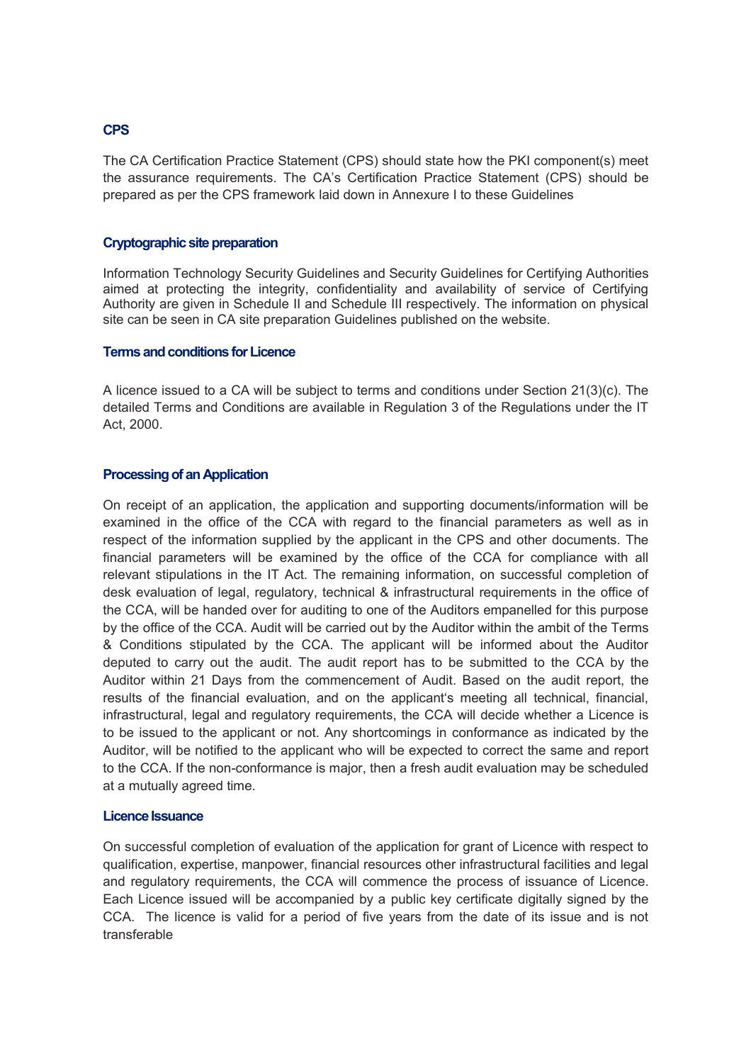### CPS

The CA Certification Practice Statement (CPS) should state how the PKI component(s) meet the assurance requirements. The CA's Certification Practice Statement (CPS) should be prepared as per the CPS framework laid down in Annexure I to these Guidelines

### Cryptographic site preparation

Information Technology Security Guidelines and Security Guidelines for Certifying Authorities aimed at protecting the integrity, confidentiality and availability of service of Certifying Authority are given in Schedule II and Schedule III respectively. The information on physical site can be seen in CA site preparation Guidelines published on the website.

### Terms and conditions for Licence

A licence issued to a CA will be subject to terms and conditions under Section 21(3)(c). The detailed Terms and Conditions are available in Regulation 3 of the Regulations under the IT Act, 2000.

### Processing of an Application

On receipt of an application, the application and supporting documents/information will be examined in the office of the CCA with regard to the financial parameters as well as in respect of the information supplied by the applicant in the CPS and other documents. The financial parameters will be examined by the office of the CCA for compliance with all relevant stipulations in the IT Act. The remaining information, on successful completion of desk evaluation of legal, regulatory, technical & infrastructural requirements in the office of the CCA, will be handed over for auditing to one of the Auditors empanelled for this purpose by the office of the CCA. Audit will be carried out by the Auditor within the ambit of the Terms & Conditions stipulated by the CCA. The applicant will be informed about the Auditor deputed to carry out the audit. The audit report has to be submitted to the CCA by the Auditor within 21 Days from the commencement of Audit. Based on the audit report, the results of the financial evaluation, and on the applicant's meeting all technical, financial, infrastructural, legal and regulatory requirements, the CCA will decide whether a Licence is to be issued to the applicant or not. Any shortcomings in conformance as indicated by the Auditor, will be notified to the applicant who will be expected to correct the same and report to the CCA. If the non-conformance is major, then a fresh audit evaluation may be scheduled at a mutually agreed time.

### Licence Issuance

On successful completion of evaluation of the application for grant of Licence with respect to qualification, expertise, manpower, financial resources other infrastructural facilities and legal and regulatory requirements, the CCA will commence the process of issuance of Licence. Each Licence issued will be accompanied by a public key certificate digitally signed by the CCA. The licence is valid for a period of five years from the date of its issue and is not transferable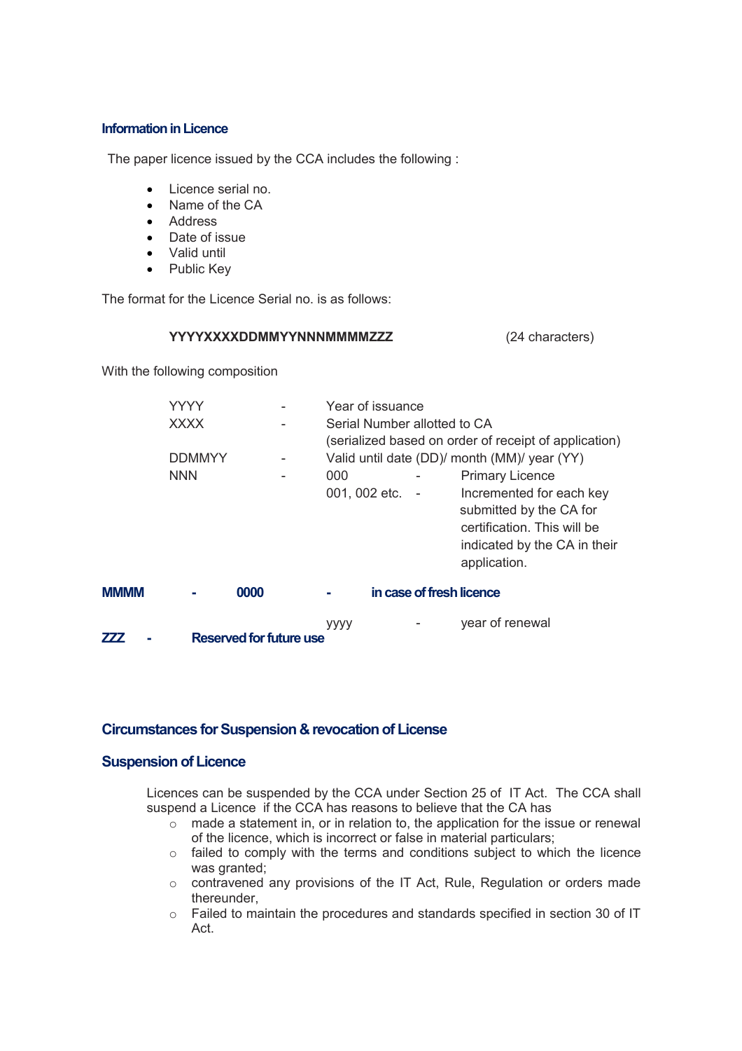### Information in Licence

The paper licence issued by the CCA includes the following :

- Licence serial no.
- Name of the CA
- Address
- Date of issue
- Valid until
- Public Key

The format for the Licence Serial no. is as follows:

**YYYYXXXXDDMMYYNNNMMMMZZZ** (24 characters)

With the following composition

| | | | | |
|---|---|---|---|---|
| YYYY | - | Year of issuance | | |
| XXXX | - | Serial Number allotted to CA (serialized based on order of receipt of application) | | |
| DDMMYY | - | Valid until date (DD)/ month (MM)/ year (YY) | | |
| NNN | - | 000 | - | Primary Licence |
| | | 001, 002 etc. | - | Incremented for each key submitted by the CA for certification. This will be indicated by the CA in their application. |
| **MMMM** | **-** | **0000** | **-** | **in case of fresh licence** |
| | | yyyy | - | year of renewal |
| **ZZZ** | **-** | **Reserved for future use** | | |

### Circumstances for Suspension & revocation of License

### Suspension of Licence

Licences can be suspended by the CCA under Section 25 of IT Act. The CCA shall suspend a Licence if the CCA has reasons to believe that the CA has

- made a statement in, or in relation to, the application for the issue or renewal of the licence, which is incorrect or false in material particulars;
- failed to comply with the terms and conditions subject to which the licence was granted;
- contravened any provisions of the IT Act, Rule, Regulation or orders made thereunder,
- Failed to maintain the procedures and standards specified in section 30 of IT Act.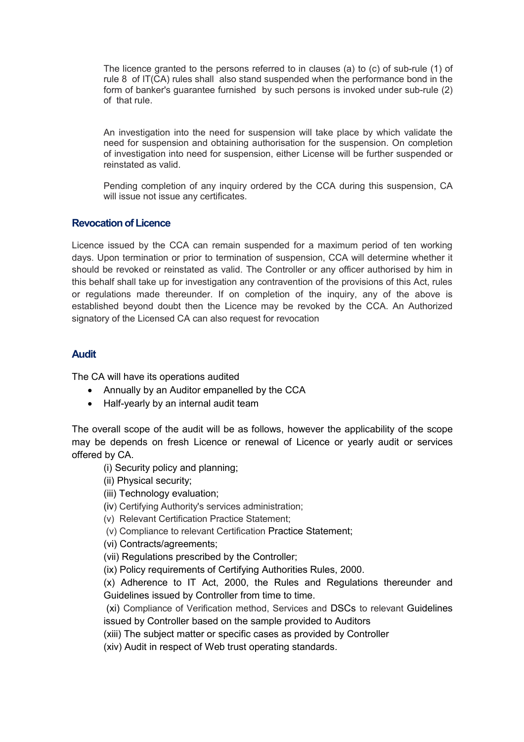The licence granted to the persons referred to in clauses (a) to (c) of sub-rule (1) of rule 8 of IT(CA) rules shall also stand suspended when the performance bond in the form of banker's guarantee furnished by such persons is invoked under sub-rule (2) of that rule.

An investigation into the need for suspension will take place by which validate the need for suspension and obtaining authorisation for the suspension. On completion of investigation into need for suspension, either License will be further suspended or reinstated as valid.

Pending completion of any inquiry ordered by the CCA during this suspension, CA will issue not issue any certificates.

### Revocation of Licence

Licence issued by the CCA can remain suspended for a maximum period of ten working days. Upon termination or prior to termination of suspension, CCA will determine whether it should be revoked or reinstated as valid. The Controller or any officer authorised by him in this behalf shall take up for investigation any contravention of the provisions of this Act, rules or regulations made thereunder. If on completion of the inquiry, any of the above is established beyond doubt then the Licence may be revoked by the CCA. An Authorized signatory of the Licensed CA can also request for revocation

### Audit

The CA will have its operations audited

- Annually by an Auditor empanelled by the CCA
- Half-yearly by an internal audit team

The overall scope of the audit will be as follows, however the applicability of the scope may be depends on fresh Licence or renewal of Licence or yearly audit or services offered by CA.

(i) Security policy and planning;
(ii) Physical security;
(iii) Technology evaluation;
(iv) Certifying Authority's services administration;
(v) Relevant Certification Practice Statement;
(v) Compliance to relevant Certification Practice Statement;
(vi) Contracts/agreements;
(vii) Regulations prescribed by the Controller;
(ix) Policy requirements of Certifying Authorities Rules, 2000.
(x) Adherence to IT Act, 2000, the Rules and Regulations thereunder and Guidelines issued by Controller from time to time.
(xi) Compliance of Verification method, Services and DSCs to relevant Guidelines issued by Controller based on the sample provided to Auditors
(xiii) The subject matter or specific cases as provided by Controller
(xiv) Audit in respect of Web trust operating standards.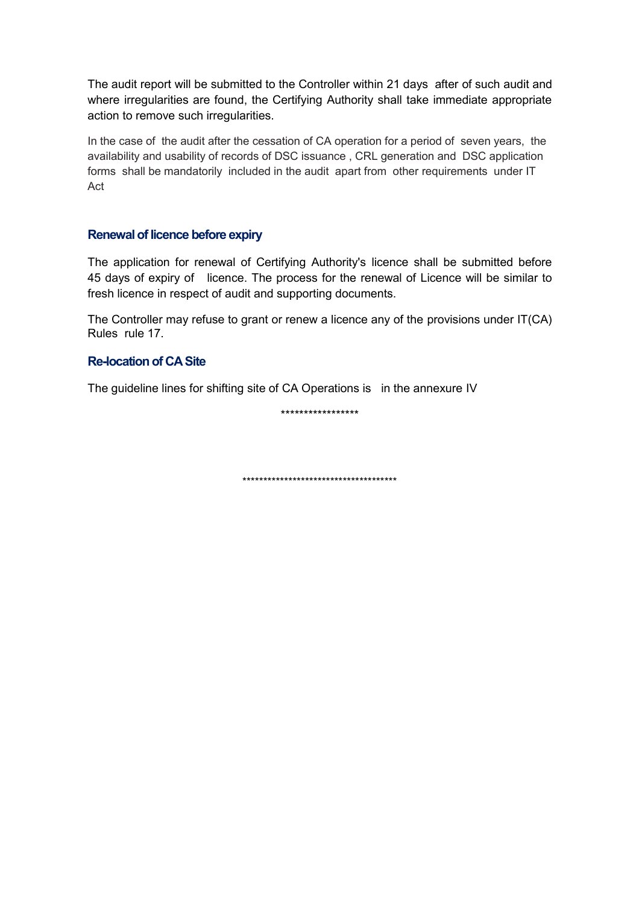The audit report will be submitted to the Controller within 21 days after of such audit and where irregularities are found, the Certifying Authority shall take immediate appropriate action to remove such irregularities.

In the case of the audit after the cessation of CA operation for a period of seven years, the availability and usability of records of DSC issuance , CRL generation and DSC application forms shall be mandatorily included in the audit apart from other requirements under IT Act

### Renewal of licence before expiry

The application for renewal of Certifying Authority's licence shall be submitted before 45 days of expiry of licence. The process for the renewal of Licence will be similar to fresh licence in respect of audit and supporting documents.

The Controller may refuse to grant or renew a licence any of the provisions under IT(CA) Rules rule 17.

### Re-location of CA Site

The guideline lines for shifting site of CA Operations is in the annexure IV

*****************

************************************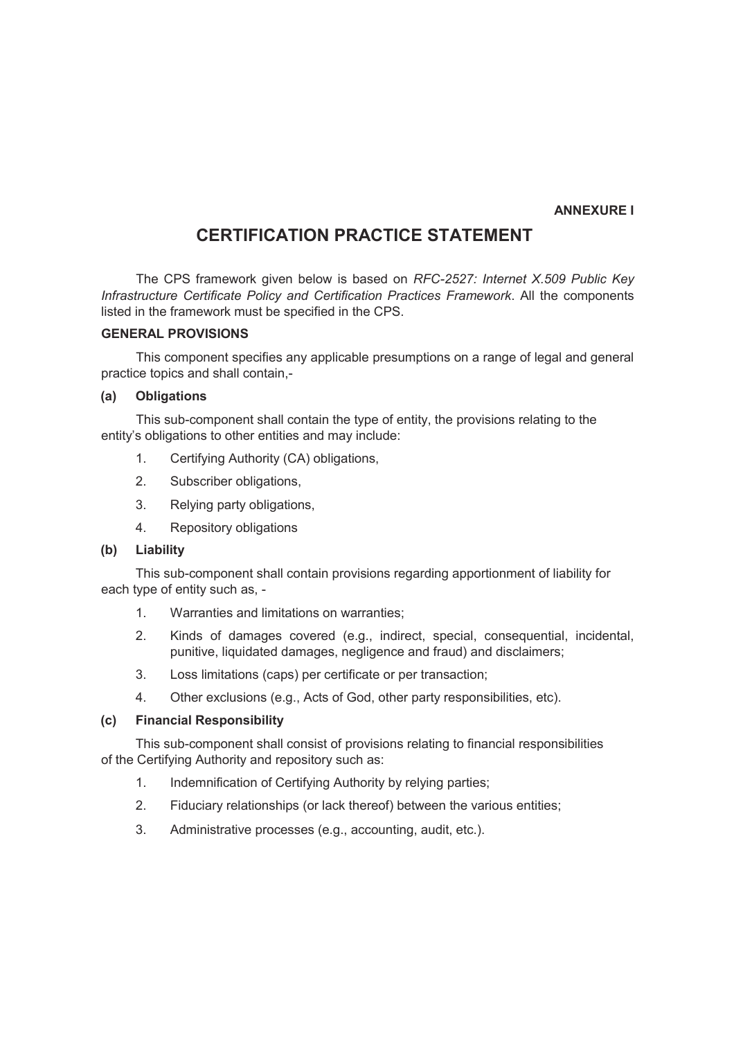**ANNEXURE I**

# CERTIFICATION PRACTICE STATEMENT

The CPS framework given below is based on *RFC-2527: Internet X.509 Public Key Infrastructure Certificate Policy and Certification Practices Framework*. All the components listed in the framework must be specified in the CPS.

### GENERAL PROVISIONS

This component specifies any applicable presumptions on a range of legal and general practice topics and shall contain,-

#### (a) Obligations

This sub-component shall contain the type of entity, the provisions relating to the entity's obligations to other entities and may include:

1. Certifying Authority (CA) obligations,
2. Subscriber obligations,
3. Relying party obligations,
4. Repository obligations

#### (b) Liability

This sub-component shall contain provisions regarding apportionment of liability for each type of entity such as, -

1. Warranties and limitations on warranties;
2. Kinds of damages covered (e.g., indirect, special, consequential, incidental, punitive, liquidated damages, negligence and fraud) and disclaimers;
3. Loss limitations (caps) per certificate or per transaction;
4. Other exclusions (e.g., Acts of God, other party responsibilities, etc).

#### (c) Financial Responsibility

This sub-component shall consist of provisions relating to financial responsibilities of the Certifying Authority and repository such as:

1. Indemnification of Certifying Authority by relying parties;
2. Fiduciary relationships (or lack thereof) between the various entities;
3. Administrative processes (e.g., accounting, audit, etc.).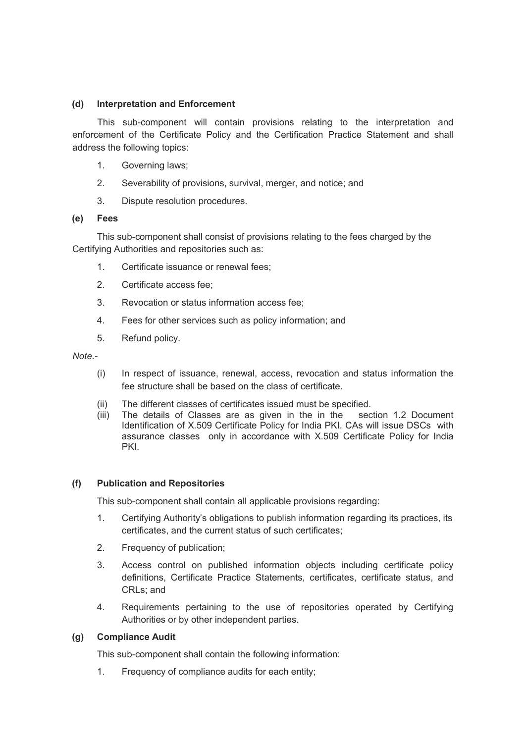**(d) Interpretation and Enforcement**

This sub-component will contain provisions relating to the interpretation and enforcement of the Certificate Policy and the Certification Practice Statement and shall address the following topics:

1. Governing laws;
2. Severability of provisions, survival, merger, and notice; and
3. Dispute resolution procedures.

**(e) Fees**

This sub-component shall consist of provisions relating to the fees charged by the Certifying Authorities and repositories such as:

1. Certificate issuance or renewal fees;
2. Certificate access fee;
3. Revocation or status information access fee;
4. Fees for other services such as policy information; and
5. Refund policy.

*Note.-*

(i) In respect of issuance, renewal, access, revocation and status information the fee structure shall be based on the class of certificate.

(ii) The different classes of certificates issued must be specified.

(iii) The details of Classes are as given in the in the section 1.2 Document Identification of X.509 Certificate Policy for India PKI. CAs will issue DSCs with assurance classes only in accordance with X.509 Certificate Policy for India PKI.

**(f) Publication and Repositories**

This sub-component shall contain all applicable provisions regarding:

1. Certifying Authority's obligations to publish information regarding its practices, its certificates, and the current status of such certificates;
2. Frequency of publication;
3. Access control on published information objects including certificate policy definitions, Certificate Practice Statements, certificates, certificate status, and CRLs; and
4. Requirements pertaining to the use of repositories operated by Certifying Authorities or by other independent parties.

**(g) Compliance Audit**

This sub-component shall contain the following information:

1. Frequency of compliance audits for each entity;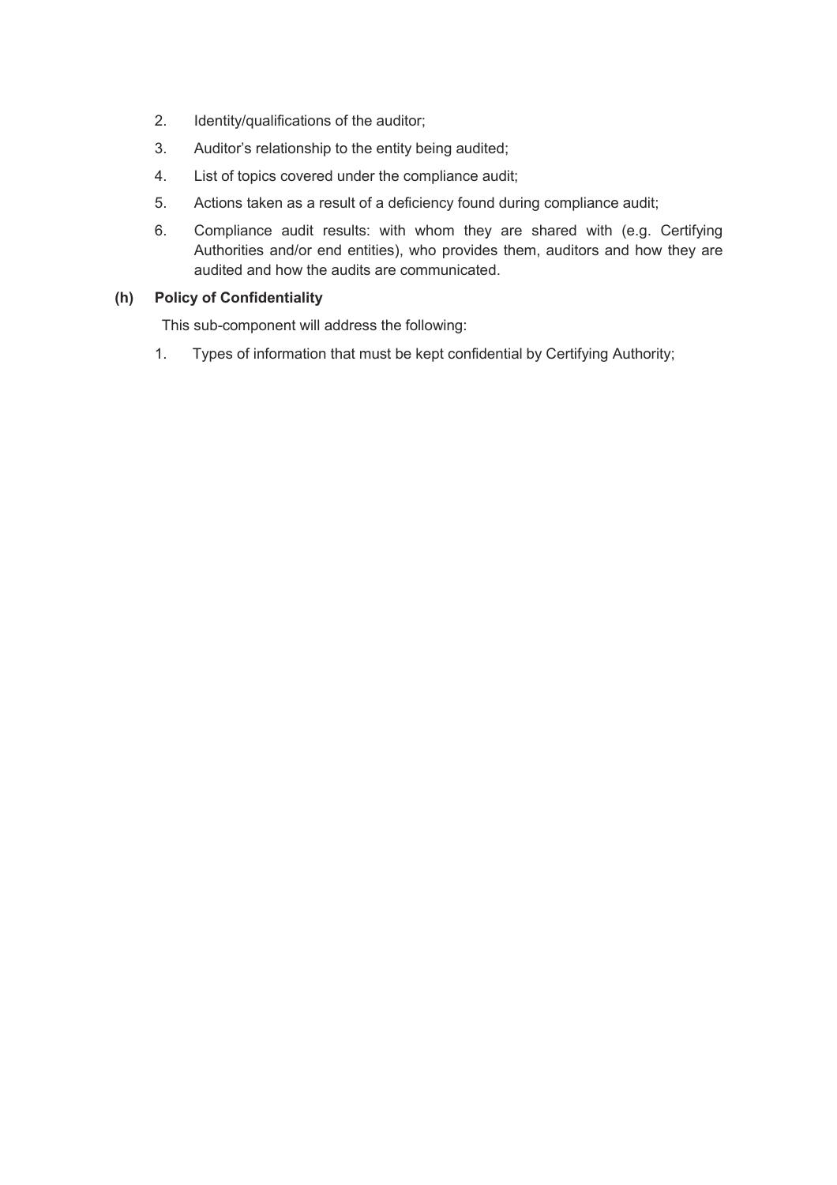2. Identity/qualifications of the auditor;
3. Auditor's relationship to the entity being audited;
4. List of topics covered under the compliance audit;
5. Actions taken as a result of a deficiency found during compliance audit;
6. Compliance audit results: with whom they are shared with (e.g. Certifying Authorities and/or end entities), who provides them, auditors and how they are audited and how the audits are communicated.

**(h) Policy of Confidentiality**

This sub-component will address the following:

1. Types of information that must be kept confidential by Certifying Authority;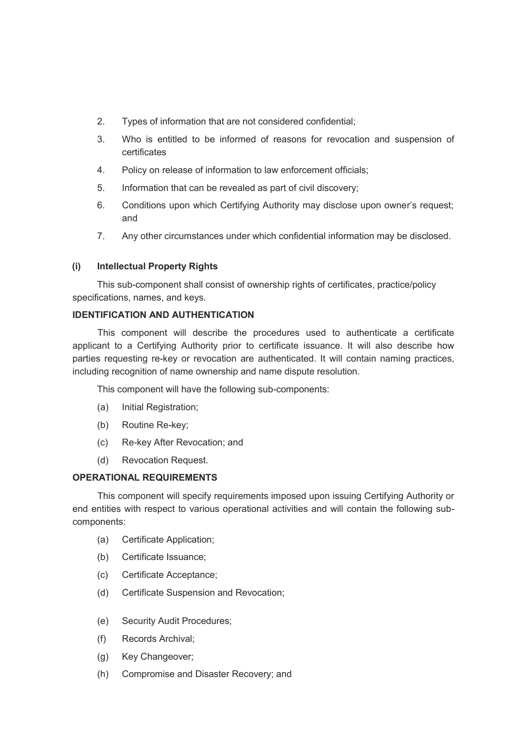2. Types of information that are not considered confidential;
3. Who is entitled to be informed of reasons for revocation and suspension of certificates
4. Policy on release of information to law enforcement officials;
5. Information that can be revealed as part of civil discovery;
6. Conditions upon which Certifying Authority may disclose upon owner's request; and
7. Any other circumstances under which confidential information may be disclosed.

**(i) Intellectual Property Rights**

This sub-component shall consist of ownership rights of certificates, practice/policy specifications, names, and keys.

**IDENTIFICATION AND AUTHENTICATION**

This component will describe the procedures used to authenticate a certificate applicant to a Certifying Authority prior to certificate issuance. It will also describe how parties requesting re-key or revocation are authenticated. It will contain naming practices, including recognition of name ownership and name dispute resolution.

This component will have the following sub-components:

(a) Initial Registration;

(b) Routine Re-key;

(c) Re-key After Revocation; and

(d) Revocation Request.

**OPERATIONAL REQUIREMENTS**

This component will specify requirements imposed upon issuing Certifying Authority or end entities with respect to various operational activities and will contain the following sub-components:

(a) Certificate Application;

(b) Certificate Issuance;

(c) Certificate Acceptance;

(d) Certificate Suspension and Revocation;

(e) Security Audit Procedures;

(f) Records Archival;

(g) Key Changeover;

(h) Compromise and Disaster Recovery; and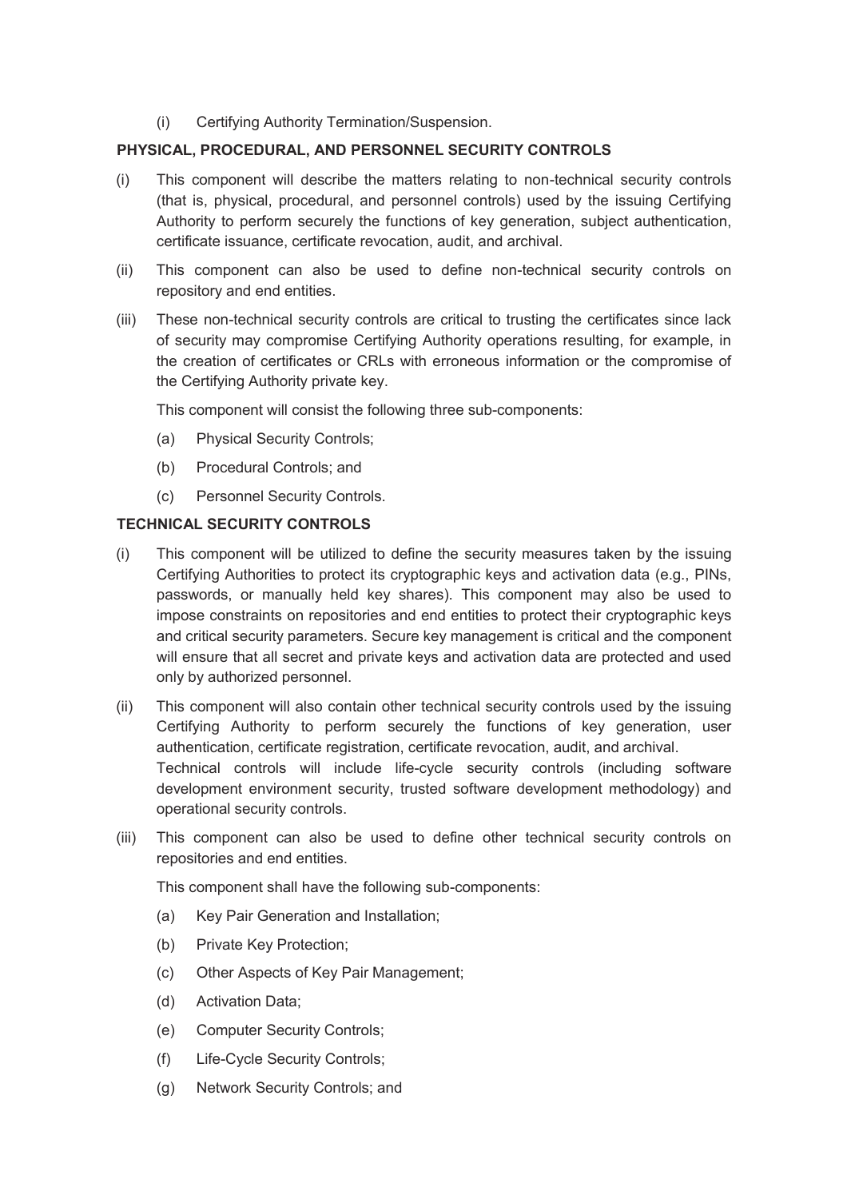(i) Certifying Authority Termination/Suspension.

**PHYSICAL, PROCEDURAL, AND PERSONNEL SECURITY CONTROLS**

(i) This component will describe the matters relating to non-technical security controls (that is, physical, procedural, and personnel controls) used by the issuing Certifying Authority to perform securely the functions of key generation, subject authentication, certificate issuance, certificate revocation, audit, and archival.

(ii) This component can also be used to define non-technical security controls on repository and end entities.

(iii) These non-technical security controls are critical to trusting the certificates since lack of security may compromise Certifying Authority operations resulting, for example, in the creation of certificates or CRLs with erroneous information or the compromise of the Certifying Authority private key.

This component will consist the following three sub-components:

(a) Physical Security Controls;

(b) Procedural Controls; and

(c) Personnel Security Controls.

**TECHNICAL SECURITY CONTROLS**

(i) This component will be utilized to define the security measures taken by the issuing Certifying Authorities to protect its cryptographic keys and activation data (e.g., PINs, passwords, or manually held key shares). This component may also be used to impose constraints on repositories and end entities to protect their cryptographic keys and critical security parameters. Secure key management is critical and the component will ensure that all secret and private keys and activation data are protected and used only by authorized personnel.

(ii) This component will also contain other technical security controls used by the issuing Certifying Authority to perform securely the functions of key generation, user authentication, certificate registration, certificate revocation, audit, and archival. Technical controls will include life-cycle security controls (including software development environment security, trusted software development methodology) and operational security controls.

(iii) This component can also be used to define other technical security controls on repositories and end entities.

This component shall have the following sub-components:

(a) Key Pair Generation and Installation;

(b) Private Key Protection;

(c) Other Aspects of Key Pair Management;

(d) Activation Data;

(e) Computer Security Controls;

(f) Life-Cycle Security Controls;

(g) Network Security Controls; and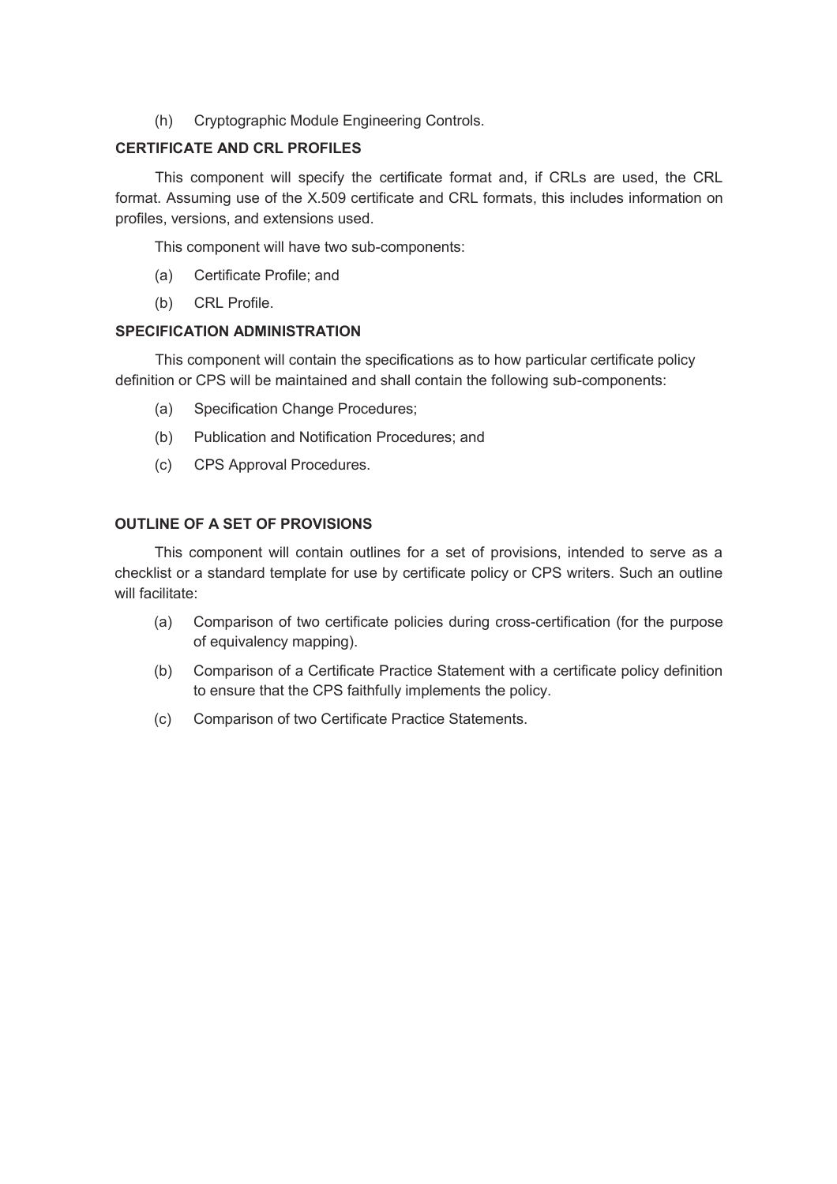(h) Cryptographic Module Engineering Controls.

### CERTIFICATE AND CRL PROFILES

This component will specify the certificate format and, if CRLs are used, the CRL format. Assuming use of the X.509 certificate and CRL formats, this includes information on profiles, versions, and extensions used.

This component will have two sub-components:

(a) Certificate Profile; and

(b) CRL Profile.

### SPECIFICATION ADMINISTRATION

This component will contain the specifications as to how particular certificate policy definition or CPS will be maintained and shall contain the following sub-components:

(a) Specification Change Procedures;

(b) Publication and Notification Procedures; and

(c) CPS Approval Procedures.

### OUTLINE OF A SET OF PROVISIONS

This component will contain outlines for a set of provisions, intended to serve as a checklist or a standard template for use by certificate policy or CPS writers. Such an outline will facilitate:

(a) Comparison of two certificate policies during cross-certification (for the purpose of equivalency mapping).

(b) Comparison of a Certificate Practice Statement with a certificate policy definition to ensure that the CPS faithfully implements the policy.

(c) Comparison of two Certificate Practice Statements.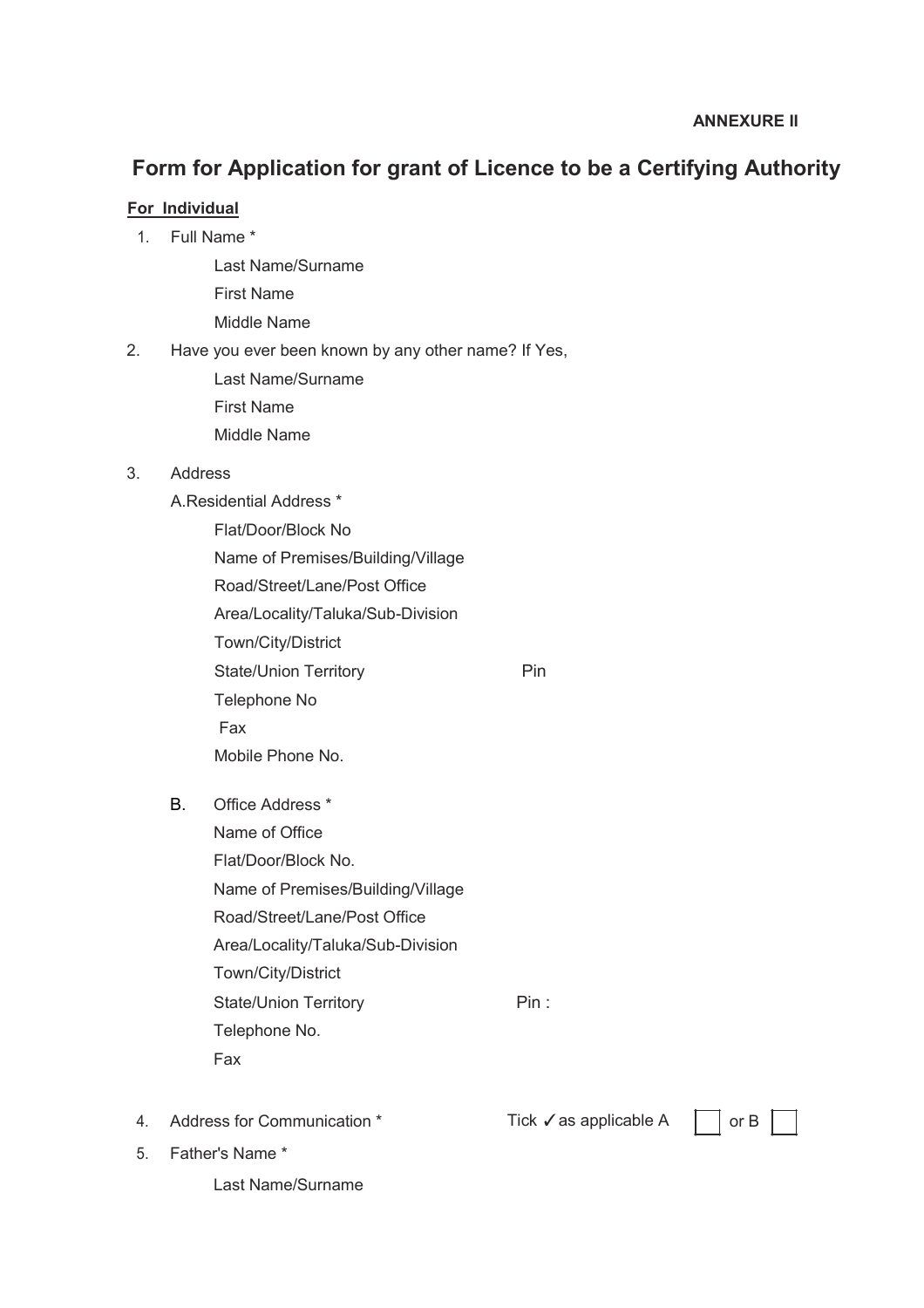**ANNEXURE II**

# Form for Application for grant of Licence to be a Certifying Authority

**For Individual**

1. Full Name *

    Last Name/Surname

    First Name

    Middle Name

2. Have you ever been known by any other name? If Yes,

    Last Name/Surname

    First Name

    Middle Name

3. Address

    A. Residential Address *

    Flat/Door/Block No

    Name of Premises/Building/Village

    Road/Street/Lane/Post Office

    Area/Locality/Taluka/Sub-Division

    Town/City/District

    State/Union Territory Pin

    Telephone No

    Fax

    Mobile Phone No.

    B. Office Address *

    Name of Office

    Flat/Door/Block No.

    Name of Premises/Building/Village

    Road/Street/Lane/Post Office

    Area/Locality/Taluka/Sub-Division

    Town/City/District

    State/Union Territory Pin :

    Telephone No.

    Fax

4. Address for Communication * Tick ✓ as applicable A ☐ or B ☐

5. Father's Name *

    Last Name/Surname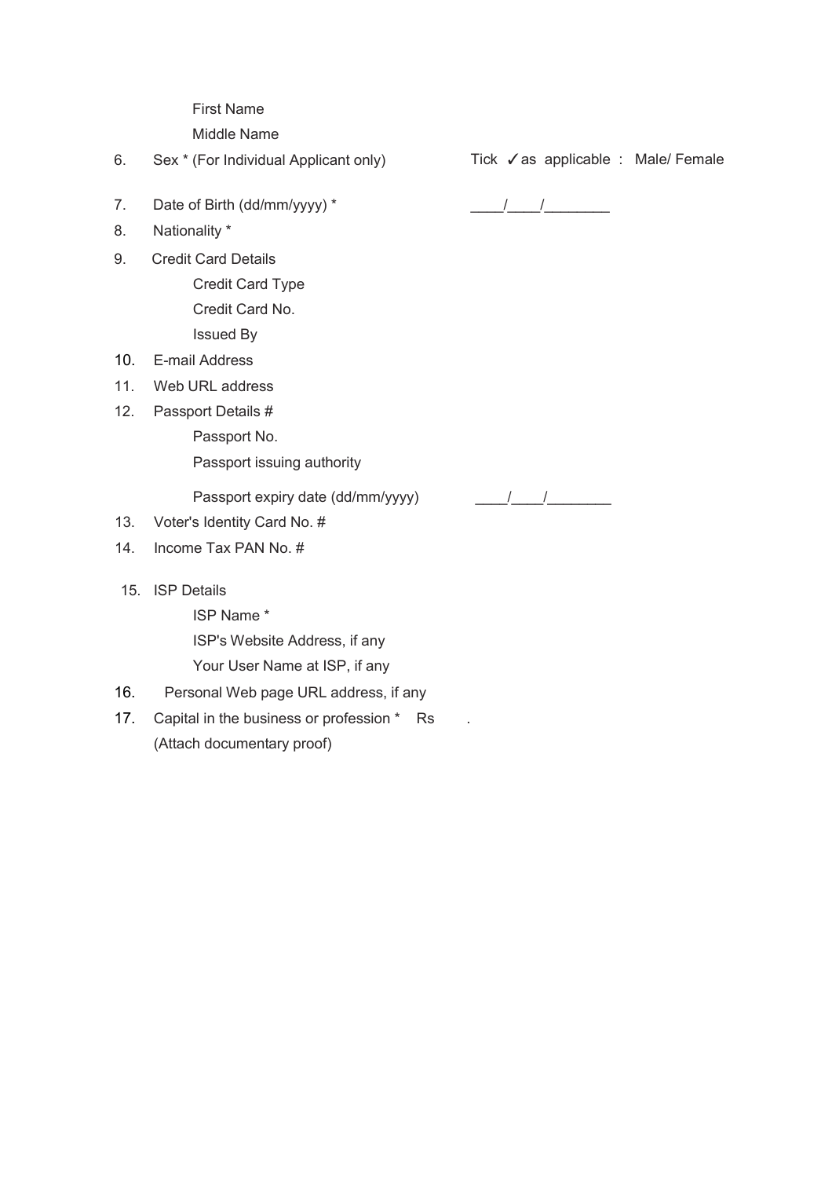First Name

Middle Name

6. Sex * (For Individual Applicant only) Tick ✓as applicable : Male/ Female

7. Date of Birth (dd/mm/yyyy) * ____/____/________

8. Nationality *

9. Credit Card Details

Credit Card Type

Credit Card No.

Issued By

10. E-mail Address

11. Web URL address

12. Passport Details #

Passport No.

Passport issuing authority

Passport expiry date (dd/mm/yyyy) ____/____/________

13. Voter's Identity Card No. #

14. Income Tax PAN No. #

15. ISP Details

ISP Name *

ISP's Website Address, if any

Your User Name at ISP, if any

16. Personal Web page URL address, if any

17. Capital in the business or profession * Rs .

(Attach documentary proof)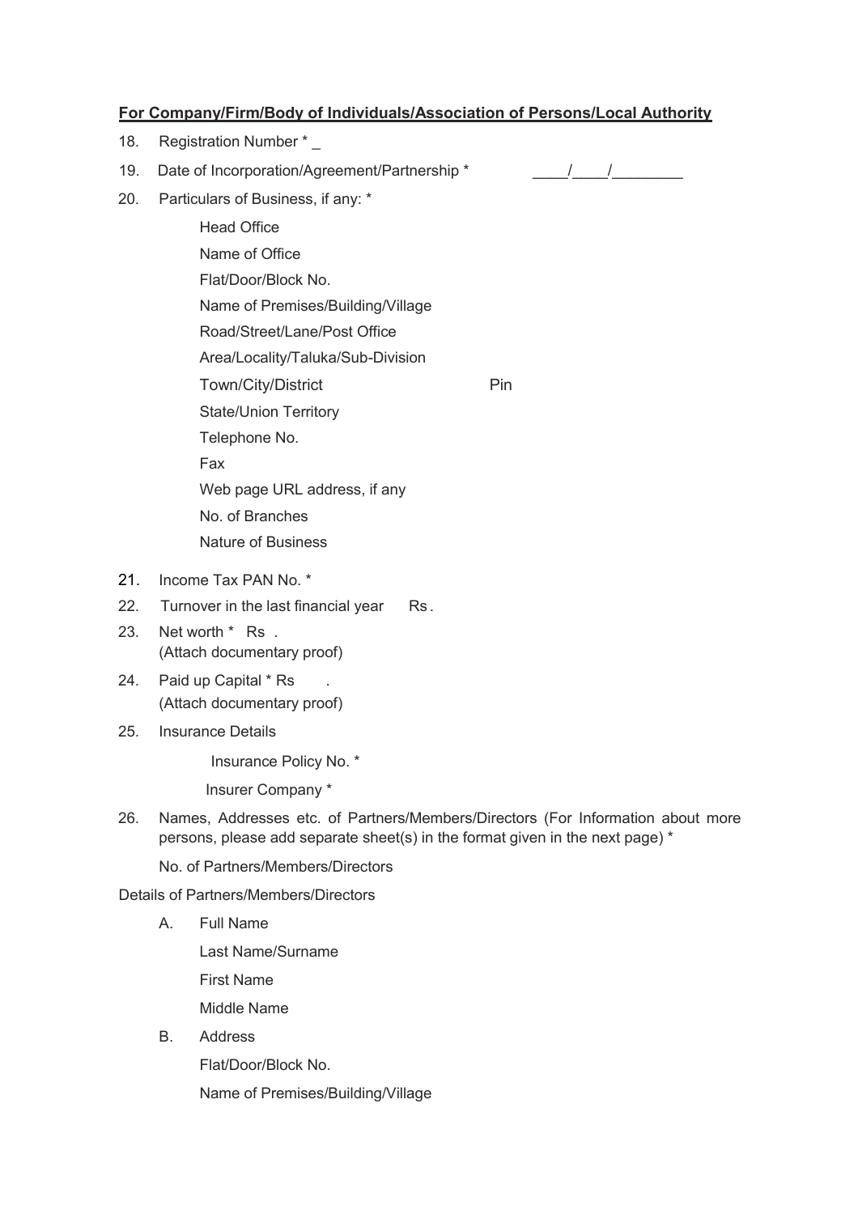**For Company/Firm/Body of Individuals/Association of Persons/Local Authority**

18. Registration Number * _

19. Date of Incorporation/Agreement/Partnership * ____/____/________

20. Particulars of Business, if any: *

    Head Office

    Name of Office

    Flat/Door/Block No.

    Name of Premises/Building/Village

    Road/Street/Lane/Post Office

    Area/Locality/Taluka/Sub-Division

    Town/City/District Pin

    State/Union Territory

    Telephone No.

    Fax

    Web page URL address, if any

    No. of Branches

    Nature of Business

21. Income Tax PAN No. *

22. Turnover in the last financial year Rs.

23. Net worth * Rs .
    (Attach documentary proof)

24. Paid up Capital * Rs .
    (Attach documentary proof)

25. Insurance Details

    Insurance Policy No. *

    Insurer Company *

26. Names, Addresses etc. of Partners/Members/Directors (For Information about more persons, please add separate sheet(s) in the format given in the next page) *

    No. of Partners/Members/Directors

Details of Partners/Members/Directors

A. Full Name

   Last Name/Surname

   First Name

   Middle Name

B. Address

   Flat/Door/Block No.

   Name of Premises/Building/Village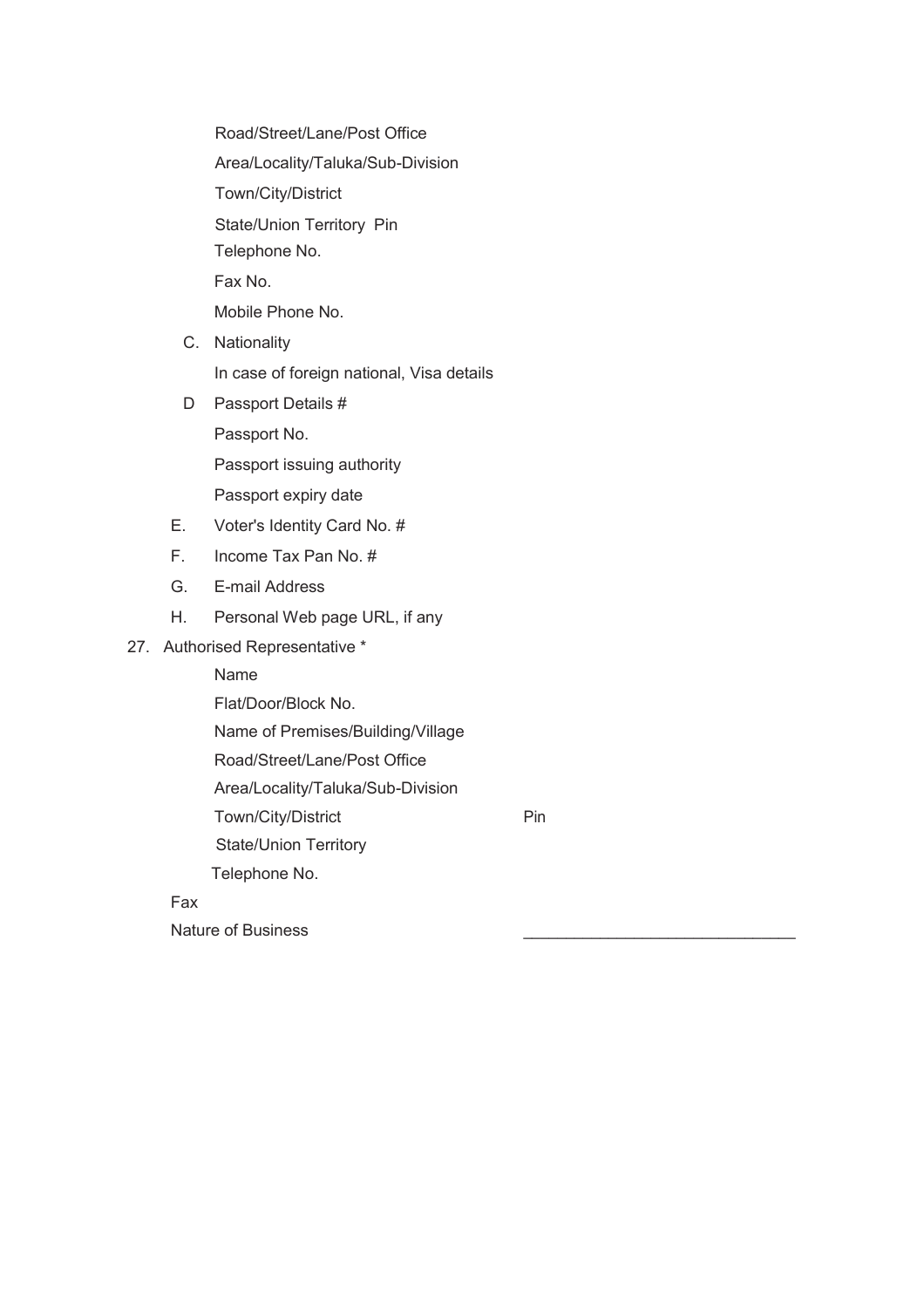Road/Street/Lane/Post Office

Area/Locality/Taluka/Sub-Division

Town/City/District

State/Union Territory Pin

Telephone No.

Fax No.

Mobile Phone No.

C. Nationality

In case of foreign national, Visa details

D Passport Details #

Passport No.

Passport issuing authority

Passport expiry date

E. Voter's Identity Card No. #

F. Income Tax Pan No. #

G. E-mail Address

H. Personal Web page URL, if any

27. Authorised Representative *

Name

Flat/Door/Block No.

Name of Premises/Building/Village

Road/Street/Lane/Post Office

Area/Locality/Taluka/Sub-Division

Town/City/District Pin

State/Union Territory

Telephone No.

Fax

Nature of Business ______________________________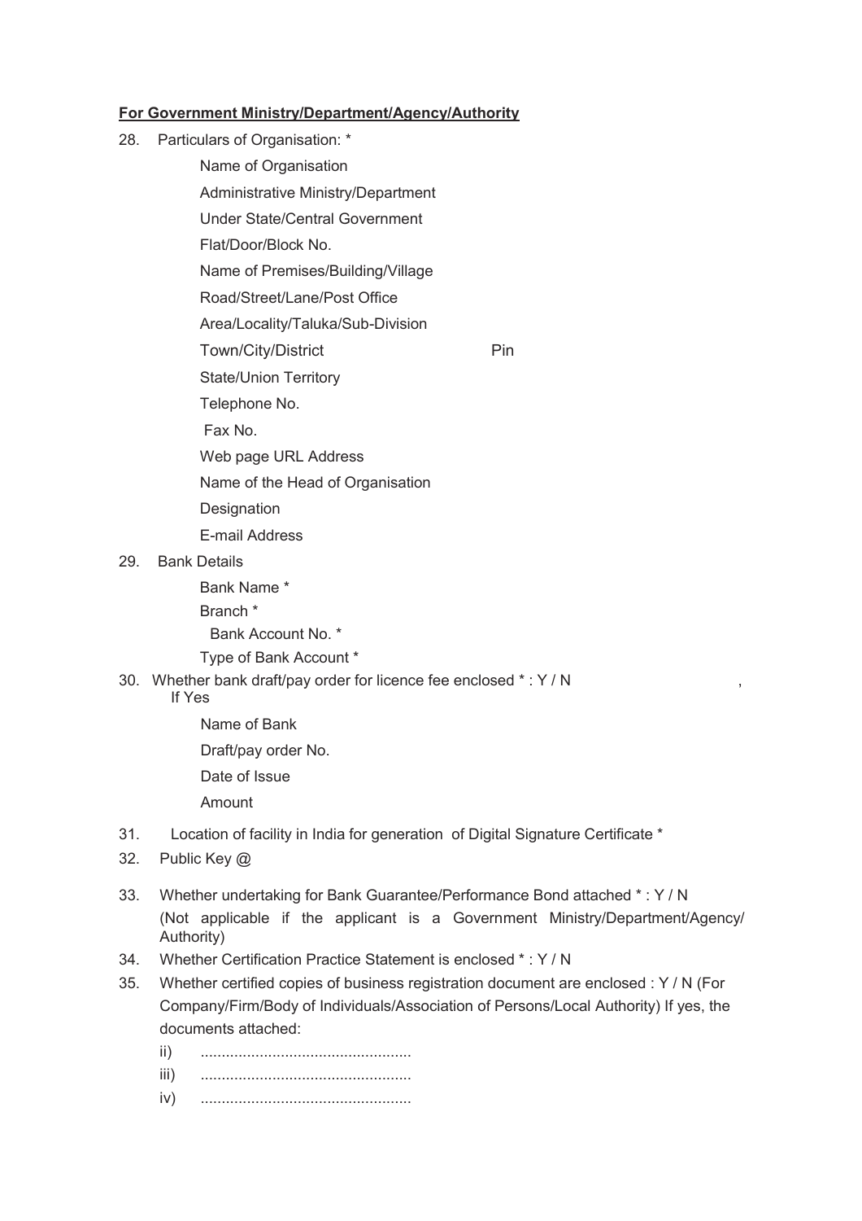**For Government Ministry/Department/Agency/Authority**

28. Particulars of Organisation: *

    Name of Organisation

    Administrative Ministry/Department

    Under State/Central Government

    Flat/Door/Block No.

    Name of Premises/Building/Village

    Road/Street/Lane/Post Office

    Area/Locality/Taluka/Sub-Division

    Town/City/District Pin

    State/Union Territory

    Telephone No.

    Fax No.

    Web page URL Address

    Name of the Head of Organisation

    Designation

    E-mail Address

29. Bank Details

    Bank Name *

    Branch *

    Bank Account No. *

    Type of Bank Account *

30. Whether bank draft/pay order for licence fee enclosed * : Y / N ,
    If Yes

    Name of Bank

    Draft/pay order No.

    Date of Issue

    Amount

31. Location of facility in India for generation of Digital Signature Certificate *

32. Public Key @

33. Whether undertaking for Bank Guarantee/Performance Bond attached * : Y / N
    (Not applicable if the applicant is a Government Ministry/Department/Agency/ Authority)

34. Whether Certification Practice Statement is enclosed * : Y / N

35. Whether certified copies of business registration document are enclosed : Y / N (For Company/Firm/Body of Individuals/Association of Persons/Local Authority) If yes, the documents attached:

    ii) .................................................

    iii) .................................................

    iv) .................................................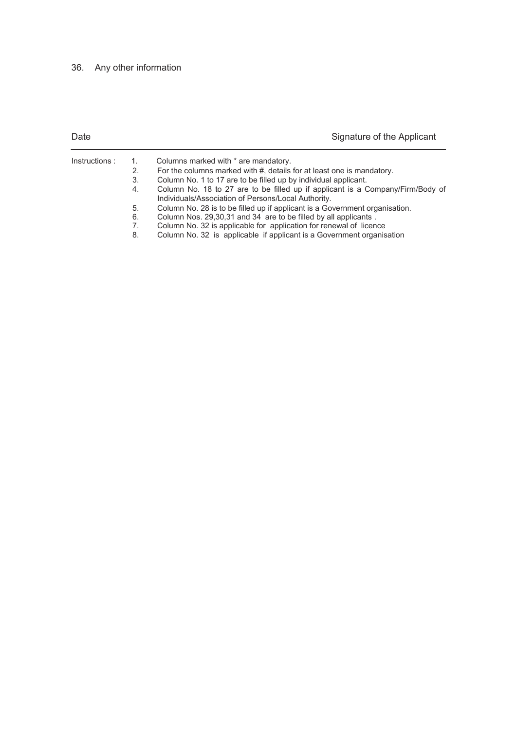36. Any other information

Date | Signature of the Applicant
---

Instructions :

1. Columns marked with * are mandatory.
2. For the columns marked with #, details for at least one is mandatory.
3. Column No. 1 to 17 are to be filled up by individual applicant.
4. Column No. 18 to 27 are to be filled up if applicant is a Company/Firm/Body of Individuals/Association of Persons/Local Authority.
5. Column No. 28 is to be filled up if applicant is a Government organisation.
6. Column Nos. 29,30,31 and 34 are to be filled by all applicants .
7. Column No. 32 is applicable for application for renewal of licence
8. Column No. 32 is applicable if applicant is a Government organisation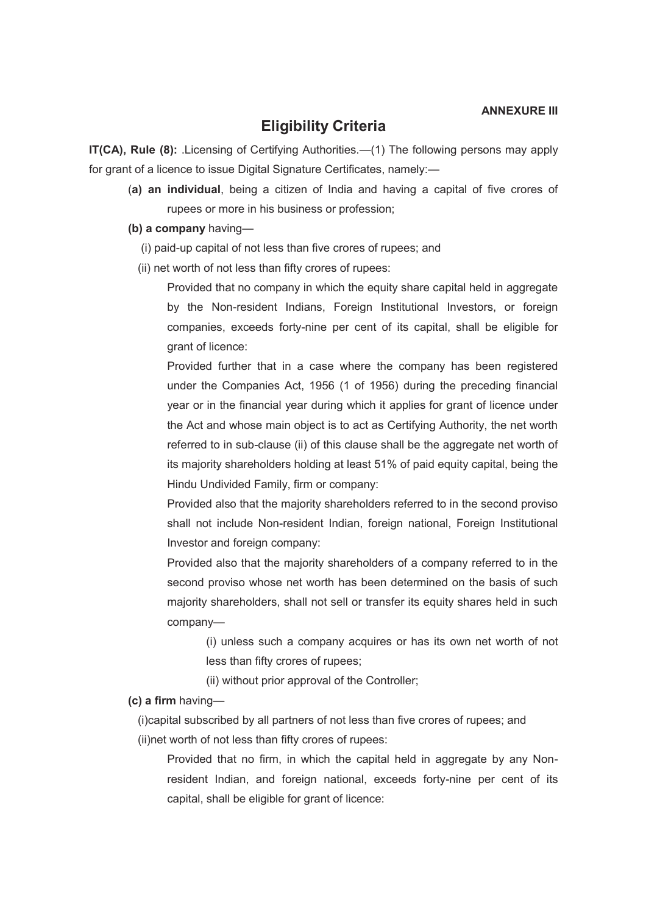**ANNEXURE III**

# Eligibility Criteria

**IT(CA), Rule (8):** .Licensing of Certifying Authorities.—(1) The following persons may apply for grant of a licence to issue Digital Signature Certificates, namely:—

(**a) an individual**, being a citizen of India and having a capital of five crores of rupees or more in his business or profession;

**(b) a company** having—

(i) paid-up capital of not less than five crores of rupees; and

(ii) net worth of not less than fifty crores of rupees:

Provided that no company in which the equity share capital held in aggregate by the Non-resident Indians, Foreign Institutional Investors, or foreign companies, exceeds forty-nine per cent of its capital, shall be eligible for grant of licence:

Provided further that in a case where the company has been registered under the Companies Act, 1956 (1 of 1956) during the preceding financial year or in the financial year during which it applies for grant of licence under the Act and whose main object is to act as Certifying Authority, the net worth referred to in sub-clause (ii) of this clause shall be the aggregate net worth of its majority shareholders holding at least 51% of paid equity capital, being the Hindu Undivided Family, firm or company:

Provided also that the majority shareholders referred to in the second proviso shall not include Non-resident Indian, foreign national, Foreign Institutional Investor and foreign company:

Provided also that the majority shareholders of a company referred to in the second proviso whose net worth has been determined on the basis of such majority shareholders, shall not sell or transfer its equity shares held in such company—

(i) unless such a company acquires or has its own net worth of not less than fifty crores of rupees;

(ii) without prior approval of the Controller;

**(c) a firm** having—

(i)capital subscribed by all partners of not less than five crores of rupees; and

(ii)net worth of not less than fifty crores of rupees:

Provided that no firm, in which the capital held in aggregate by any Non-resident Indian, and foreign national, exceeds forty-nine per cent of its capital, shall be eligible for grant of licence: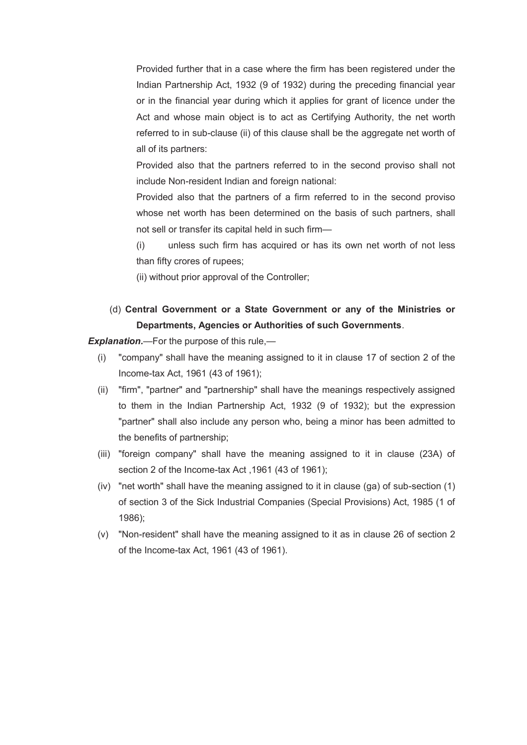Provided further that in a case where the firm has been registered under the Indian Partnership Act, 1932 (9 of 1932) during the preceding financial year or in the financial year during which it applies for grant of licence under the Act and whose main object is to act as Certifying Authority, the net worth referred to in sub-clause (ii) of this clause shall be the aggregate net worth of all of its partners:

Provided also that the partners referred to in the second proviso shall not include Non-resident Indian and foreign national:

Provided also that the partners of a firm referred to in the second proviso whose net worth has been determined on the basis of such partners, shall not sell or transfer its capital held in such firm—

(i) unless such firm has acquired or has its own net worth of not less than fifty crores of rupees;

(ii) without prior approval of the Controller;

(d) **Central Government or a State Government or any of the Ministries or Departments, Agencies or Authorities of such Governments**.

***Explanation.***—For the purpose of this rule,—

(i) "company" shall have the meaning assigned to it in clause 17 of section 2 of the Income-tax Act, 1961 (43 of 1961);

(ii) "firm", "partner" and "partnership" shall have the meanings respectively assigned to them in the Indian Partnership Act, 1932 (9 of 1932); but the expression "partner" shall also include any person who, being a minor has been admitted to the benefits of partnership;

(iii) "foreign company" shall have the meaning assigned to it in clause (23A) of section 2 of the Income-tax Act ,1961 (43 of 1961);

(iv) "net worth" shall have the meaning assigned to it in clause (ga) of sub-section (1) of section 3 of the Sick Industrial Companies (Special Provisions) Act, 1985 (1 of 1986);

(v) "Non-resident" shall have the meaning assigned to it as in clause 26 of section 2 of the Income-tax Act, 1961 (43 of 1961).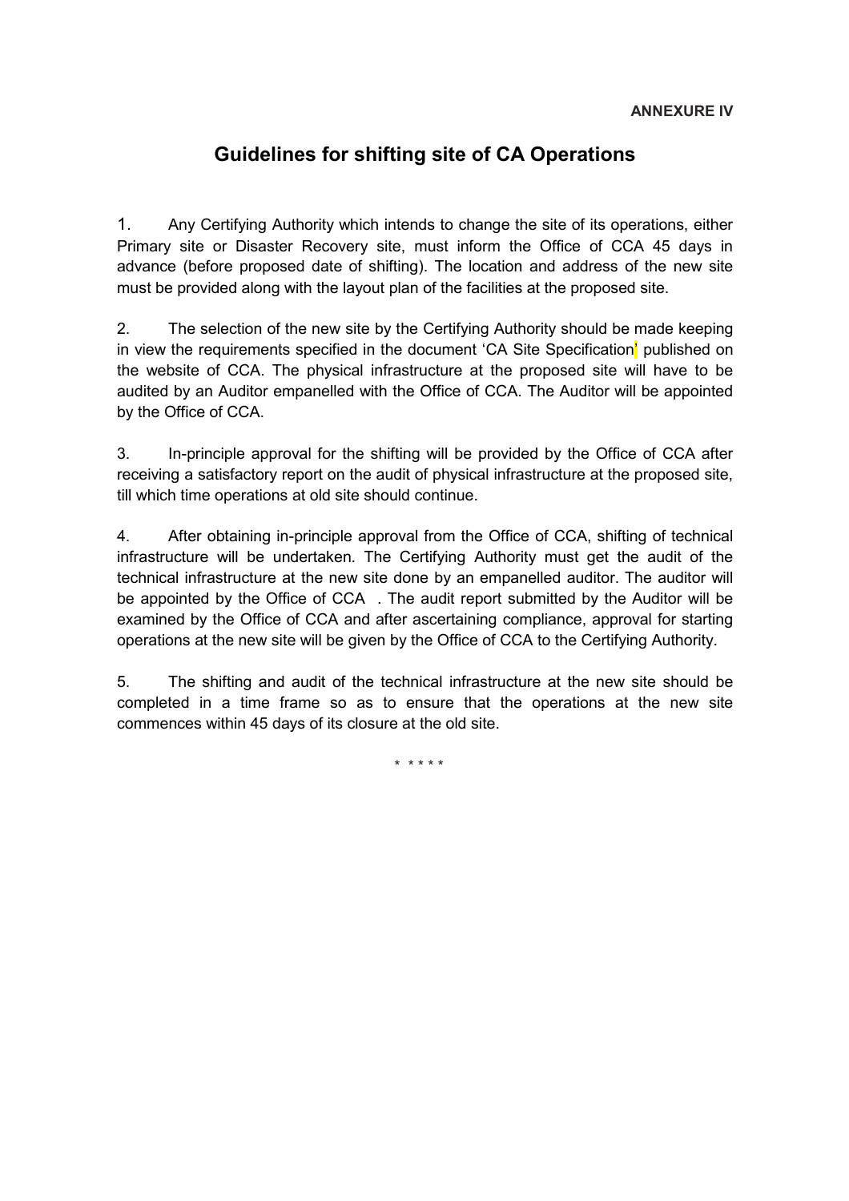**ANNEXURE IV**

# Guidelines for shifting site of CA Operations

1. Any Certifying Authority which intends to change the site of its operations, either Primary site or Disaster Recovery site, must inform the Office of CCA 45 days in advance (before proposed date of shifting). The location and address of the new site must be provided along with the layout plan of the facilities at the proposed site.

2. The selection of the new site by the Certifying Authority should be made keeping in view the requirements specified in the document 'CA Site Specification' published on the website of CCA. The physical infrastructure at the proposed site will have to be audited by an Auditor empanelled with the Office of CCA. The Auditor will be appointed by the Office of CCA.

3. In-principle approval for the shifting will be provided by the Office of CCA after receiving a satisfactory report on the audit of physical infrastructure at the proposed site, till which time operations at old site should continue.

4. After obtaining in-principle approval from the Office of CCA, shifting of technical infrastructure will be undertaken. The Certifying Authority must get the audit of the technical infrastructure at the new site done by an empanelled auditor. The auditor will be appointed by the Office of CCA . The audit report submitted by the Auditor will be examined by the Office of CCA and after ascertaining compliance, approval for starting operations at the new site will be given by the Office of CCA to the Certifying Authority.

5. The shifting and audit of the technical infrastructure at the new site should be completed in a time frame so as to ensure that the operations at the new site commences within 45 days of its closure at the old site.

\* \* \* \* \*